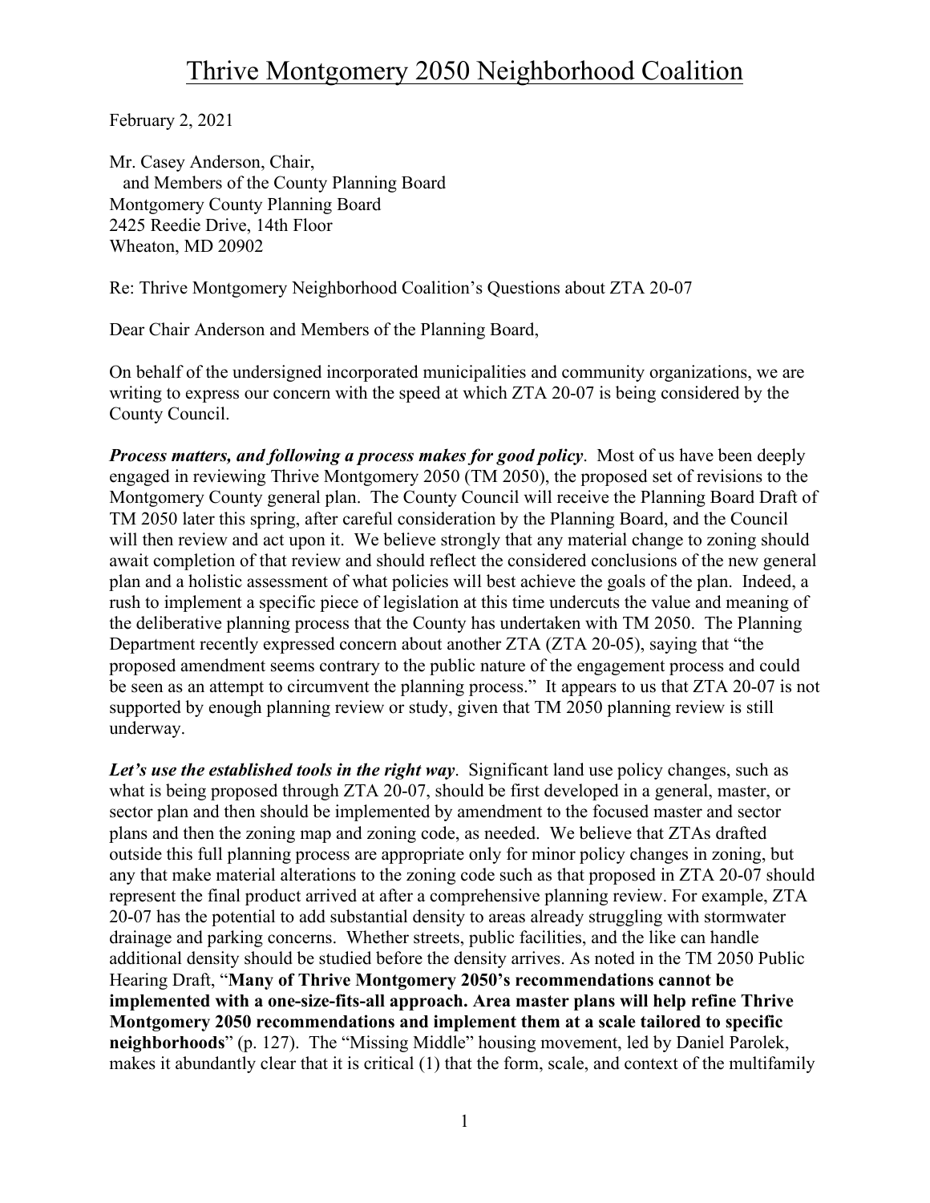# Thrive Montgomery 2050 Neighborhood Coalition

February 2, 2021

Mr. Casey Anderson, Chair,
and Members of the County Planning Board
Montgomery County Planning Board
2425 Reedie Drive, 14th Floor
Wheaton, MD 20902

Re: Thrive Montgomery Neighborhood Coalition's Questions about ZTA 20-07

Dear Chair Anderson and Members of the Planning Board,

On behalf of the undersigned incorporated municipalities and community organizations, we are writing to express our concern with the speed at which ZTA 20-07 is being considered by the County Council.

***Process matters, and following a process makes for good policy***. Most of us have been deeply engaged in reviewing Thrive Montgomery 2050 (TM 2050), the proposed set of revisions to the Montgomery County general plan. The County Council will receive the Planning Board Draft of TM 2050 later this spring, after careful consideration by the Planning Board, and the Council will then review and act upon it. We believe strongly that any material change to zoning should await completion of that review and should reflect the considered conclusions of the new general plan and a holistic assessment of what policies will best achieve the goals of the plan. Indeed, a rush to implement a specific piece of legislation at this time undercuts the value and meaning of the deliberative planning process that the County has undertaken with TM 2050. The Planning Department recently expressed concern about another ZTA (ZTA 20-05), saying that "the proposed amendment seems contrary to the public nature of the engagement process and could be seen as an attempt to circumvent the planning process." It appears to us that ZTA 20-07 is not supported by enough planning review or study, given that TM 2050 planning review is still underway.

***Let's use the established tools in the right way***. Significant land use policy changes, such as what is being proposed through ZTA 20-07, should be first developed in a general, master, or sector plan and then should be implemented by amendment to the focused master and sector plans and then the zoning map and zoning code, as needed. We believe that ZTAs drafted outside this full planning process are appropriate only for minor policy changes in zoning, but any that make material alterations to the zoning code such as that proposed in ZTA 20-07 should represent the final product arrived at after a comprehensive planning review. For example, ZTA 20-07 has the potential to add substantial density to areas already struggling with stormwater drainage and parking concerns. Whether streets, public facilities, and the like can handle additional density should be studied before the density arrives. As noted in the TM 2050 Public Hearing Draft, "**Many of Thrive Montgomery 2050's recommendations cannot be implemented with a one-size-fits-all approach. Area master plans will help refine Thrive Montgomery 2050 recommendations and implement them at a scale tailored to specific neighborhoods**" (p. 127). The "Missing Middle" housing movement, led by Daniel Parolek, makes it abundantly clear that it is critical (1) that the form, scale, and context of the multifamily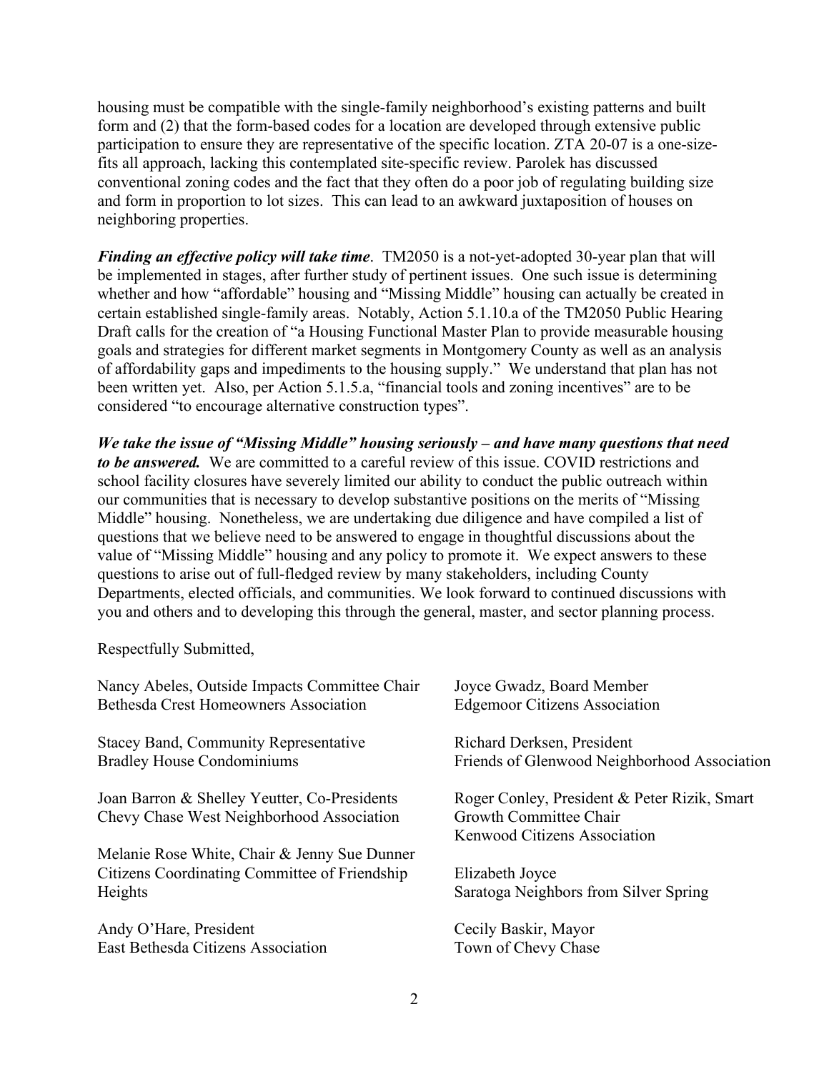housing must be compatible with the single-family neighborhood's existing patterns and built form and (2) that the form-based codes for a location are developed through extensive public participation to ensure they are representative of the specific location. ZTA 20-07 is a one-size-fits all approach, lacking this contemplated site-specific review. Parolek has discussed conventional zoning codes and the fact that they often do a poor job of regulating building size and form in proportion to lot sizes. This can lead to an awkward juxtaposition of houses on neighboring properties.

***Finding an effective policy will take time***. TM2050 is a not-yet-adopted 30-year plan that will be implemented in stages, after further study of pertinent issues. One such issue is determining whether and how "affordable" housing and "Missing Middle" housing can actually be created in certain established single-family areas. Notably, Action 5.1.10.a of the TM2050 Public Hearing Draft calls for the creation of "a Housing Functional Master Plan to provide measurable housing goals and strategies for different market segments in Montgomery County as well as an analysis of affordability gaps and impediments to the housing supply." We understand that plan has not been written yet. Also, per Action 5.1.5.a, "financial tools and zoning incentives" are to be considered "to encourage alternative construction types".

***We take the issue of "Missing Middle" housing seriously – and have many questions that need to be answered.*** We are committed to a careful review of this issue. COVID restrictions and school facility closures have severely limited our ability to conduct the public outreach within our communities that is necessary to develop substantive positions on the merits of "Missing Middle" housing. Nonetheless, we are undertaking due diligence and have compiled a list of questions that we believe need to be answered to engage in thoughtful discussions about the value of "Missing Middle" housing and any policy to promote it. We expect answers to these questions to arise out of full-fledged review by many stakeholders, including County Departments, elected officials, and communities. We look forward to continued discussions with you and others and to developing this through the general, master, and sector planning process.

Respectfully Submitted,

Nancy Abeles, Outside Impacts Committee Chair
Bethesda Crest Homeowners Association

Stacey Band, Community Representative
Bradley House Condominiums

Joan Barron & Shelley Yeutter, Co-Presidents
Chevy Chase West Neighborhood Association

Melanie Rose White, Chair & Jenny Sue Dunner
Citizens Coordinating Committee of Friendship Heights

Andy O'Hare, President
East Bethesda Citizens Association

Joyce Gwadz, Board Member
Edgemoor Citizens Association

Richard Derksen, President
Friends of Glenwood Neighborhood Association

Roger Conley, President & Peter Rizik, Smart Growth Committee Chair
Kenwood Citizens Association

Elizabeth Joyce
Saratoga Neighbors from Silver Spring

Cecily Baskir, Mayor
Town of Chevy Chase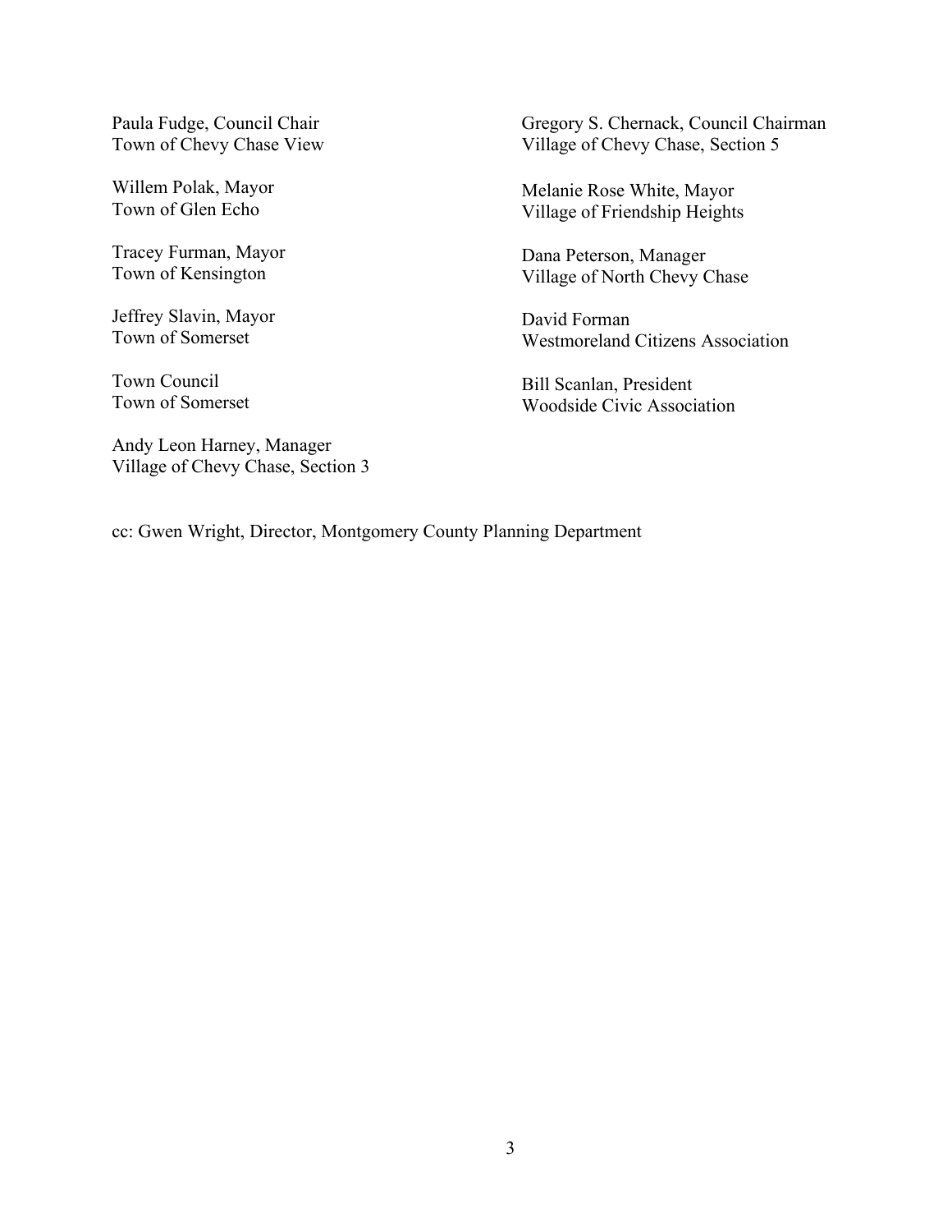Paula Fudge, Council Chair
Town of Chevy Chase View

Willem Polak, Mayor
Town of Glen Echo

Tracey Furman, Mayor
Town of Kensington

Jeffrey Slavin, Mayor
Town of Somerset

Town Council
Town of Somerset

Andy Leon Harney, Manager
Village of Chevy Chase, Section 3

Gregory S. Chernack, Council Chairman
Village of Chevy Chase, Section 5

Melanie Rose White, Mayor
Village of Friendship Heights

Dana Peterson, Manager
Village of North Chevy Chase

David Forman
Westmoreland Citizens Association

Bill Scanlan, President
Woodside Civic Association

cc: Gwen Wright, Director, Montgomery County Planning Department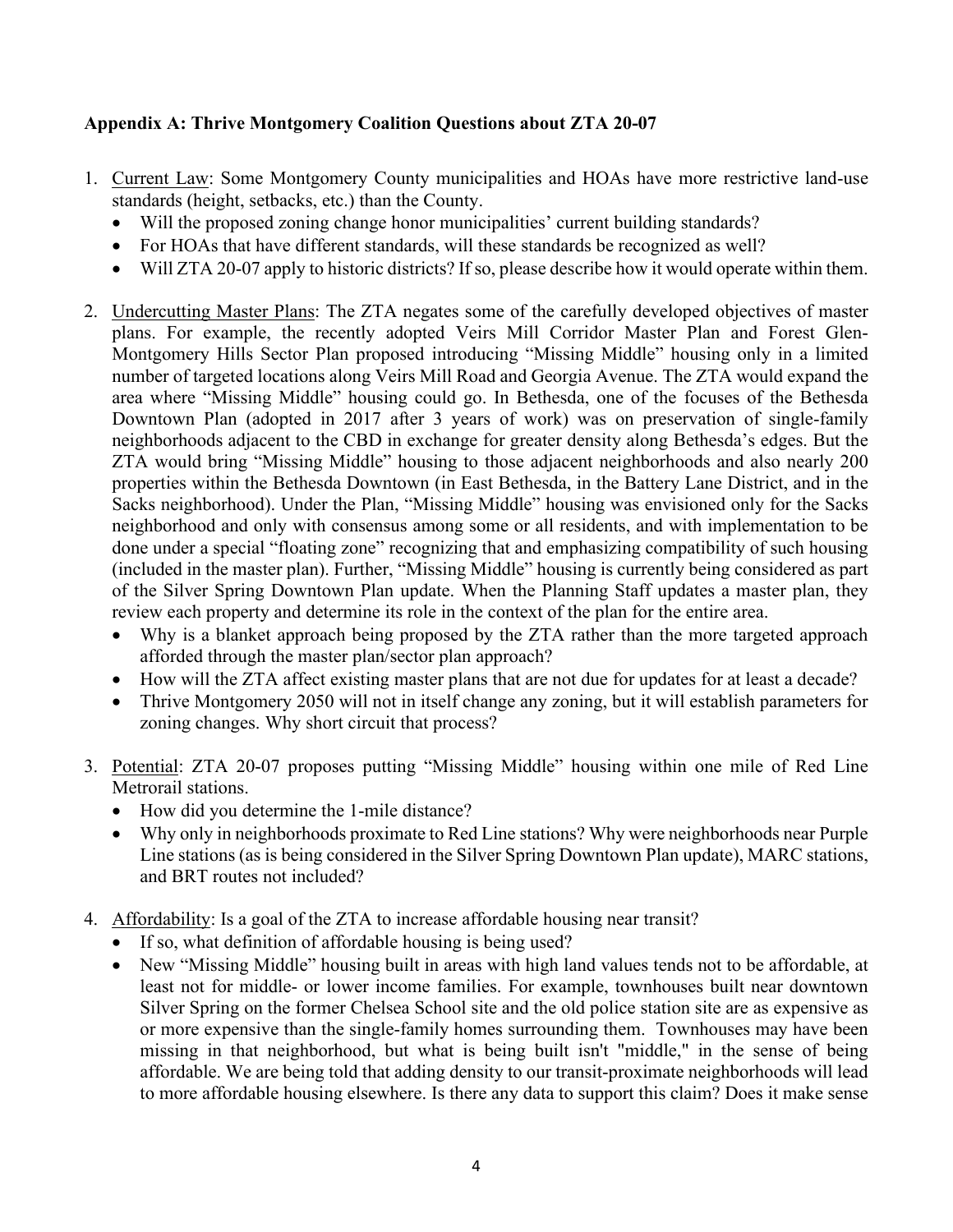**Appendix A: Thrive Montgomery Coalition Questions about ZTA 20-07**

1. Current Law: Some Montgomery County municipalities and HOAs have more restrictive land-use standards (height, setbacks, etc.) than the County.
   - Will the proposed zoning change honor municipalities' current building standards?
   - For HOAs that have different standards, will these standards be recognized as well?
   - Will ZTA 20-07 apply to historic districts? If so, please describe how it would operate within them.

2. Undercutting Master Plans: The ZTA negates some of the carefully developed objectives of master plans. For example, the recently adopted Veirs Mill Corridor Master Plan and Forest Glen-Montgomery Hills Sector Plan proposed introducing "Missing Middle" housing only in a limited number of targeted locations along Veirs Mill Road and Georgia Avenue. The ZTA would expand the area where "Missing Middle" housing could go. In Bethesda, one of the focuses of the Bethesda Downtown Plan (adopted in 2017 after 3 years of work) was on preservation of single-family neighborhoods adjacent to the CBD in exchange for greater density along Bethesda's edges. But the ZTA would bring "Missing Middle" housing to those adjacent neighborhoods and also nearly 200 properties within the Bethesda Downtown (in East Bethesda, in the Battery Lane District, and in the Sacks neighborhood). Under the Plan, "Missing Middle" housing was envisioned only for the Sacks neighborhood and only with consensus among some or all residents, and with implementation to be done under a special "floating zone" recognizing that and emphasizing compatibility of such housing (included in the master plan). Further, "Missing Middle" housing is currently being considered as part of the Silver Spring Downtown Plan update. When the Planning Staff updates a master plan, they review each property and determine its role in the context of the plan for the entire area.
   - Why is a blanket approach being proposed by the ZTA rather than the more targeted approach afforded through the master plan/sector plan approach?
   - How will the ZTA affect existing master plans that are not due for updates for at least a decade?
   - Thrive Montgomery 2050 will not in itself change any zoning, but it will establish parameters for zoning changes. Why short circuit that process?

3. Potential: ZTA 20-07 proposes putting "Missing Middle" housing within one mile of Red Line Metrorail stations.
   - How did you determine the 1-mile distance?
   - Why only in neighborhoods proximate to Red Line stations? Why were neighborhoods near Purple Line stations (as is being considered in the Silver Spring Downtown Plan update), MARC stations, and BRT routes not included?

4. Affordability: Is a goal of the ZTA to increase affordable housing near transit?
   - If so, what definition of affordable housing is being used?
   - New "Missing Middle" housing built in areas with high land values tends not to be affordable, at least not for middle- or lower income families. For example, townhouses built near downtown Silver Spring on the former Chelsea School site and the old police station site are as expensive as or more expensive than the single-family homes surrounding them. Townhouses may have been missing in that neighborhood, but what is being built isn't "middle," in the sense of being affordable. We are being told that adding density to our transit-proximate neighborhoods will lead to more affordable housing elsewhere. Is there any data to support this claim? Does it make sense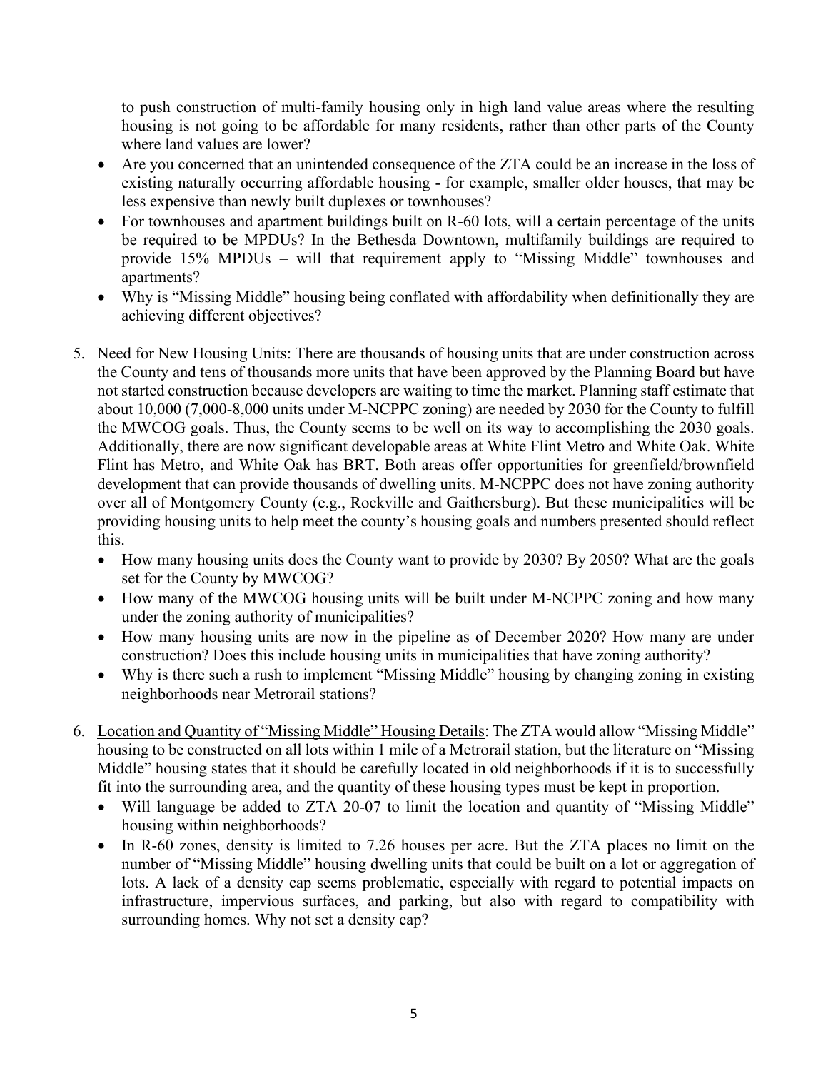to push construction of multi-family housing only in high land value areas where the resulting housing is not going to be affordable for many residents, rather than other parts of the County where land values are lower?

- Are you concerned that an unintended consequence of the ZTA could be an increase in the loss of existing naturally occurring affordable housing - for example, smaller older houses, that may be less expensive than newly built duplexes or townhouses?
- For townhouses and apartment buildings built on R-60 lots, will a certain percentage of the units be required to be MPDUs? In the Bethesda Downtown, multifamily buildings are required to provide 15% MPDUs – will that requirement apply to "Missing Middle" townhouses and apartments?
- Why is "Missing Middle" housing being conflated with affordability when definitionally they are achieving different objectives?

5. <u>Need for New Housing Units</u>: There are thousands of housing units that are under construction across the County and tens of thousands more units that have been approved by the Planning Board but have not started construction because developers are waiting to time the market. Planning staff estimate that about 10,000 (7,000-8,000 units under M-NCPPC zoning) are needed by 2030 for the County to fulfill the MWCOG goals. Thus, the County seems to be well on its way to accomplishing the 2030 goals. Additionally, there are now significant developable areas at White Flint Metro and White Oak. White Flint has Metro, and White Oak has BRT. Both areas offer opportunities for greenfield/brownfield development that can provide thousands of dwelling units. M-NCPPC does not have zoning authority over all of Montgomery County (e.g., Rockville and Gaithersburg). But these municipalities will be providing housing units to help meet the county's housing goals and numbers presented should reflect this.
   - How many housing units does the County want to provide by 2030? By 2050? What are the goals set for the County by MWCOG?
   - How many of the MWCOG housing units will be built under M-NCPPC zoning and how many under the zoning authority of municipalities?
   - How many housing units are now in the pipeline as of December 2020? How many are under construction? Does this include housing units in municipalities that have zoning authority?
   - Why is there such a rush to implement "Missing Middle" housing by changing zoning in existing neighborhoods near Metrorail stations?

6. <u>Location and Quantity of "Missing Middle" Housing Details</u>: The ZTA would allow "Missing Middle" housing to be constructed on all lots within 1 mile of a Metrorail station, but the literature on "Missing Middle" housing states that it should be carefully located in old neighborhoods if it is to successfully fit into the surrounding area, and the quantity of these housing types must be kept in proportion.
   - Will language be added to ZTA 20-07 to limit the location and quantity of "Missing Middle" housing within neighborhoods?
   - In R-60 zones, density is limited to 7.26 houses per acre. But the ZTA places no limit on the number of "Missing Middle" housing dwelling units that could be built on a lot or aggregation of lots. A lack of a density cap seems problematic, especially with regard to potential impacts on infrastructure, impervious surfaces, and parking, but also with regard to compatibility with surrounding homes. Why not set a density cap?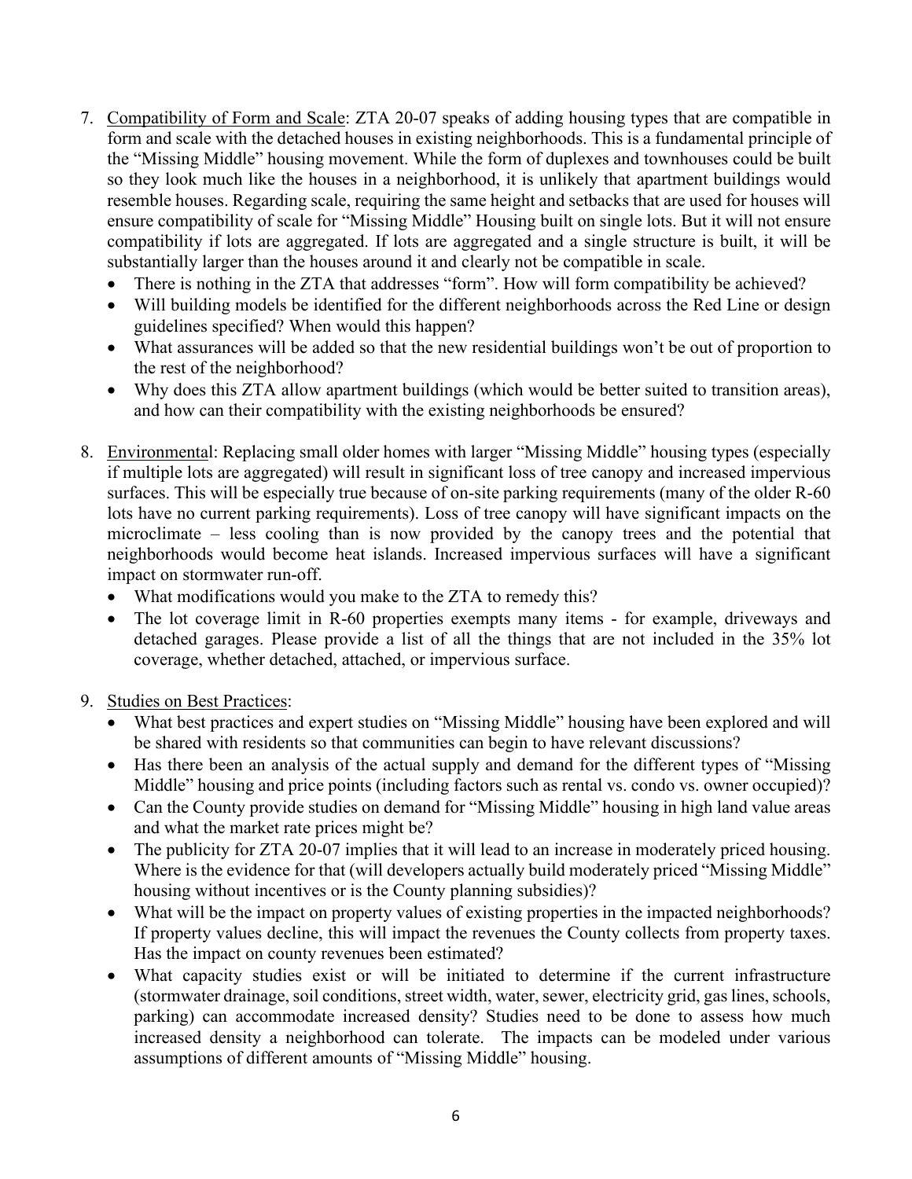7. <u>Compatibility of Form and Scale</u>: ZTA 20-07 speaks of adding housing types that are compatible in form and scale with the detached houses in existing neighborhoods. This is a fundamental principle of the "Missing Middle" housing movement. While the form of duplexes and townhouses could be built so they look much like the houses in a neighborhood, it is unlikely that apartment buildings would resemble houses. Regarding scale, requiring the same height and setbacks that are used for houses will ensure compatibility of scale for "Missing Middle" Housing built on single lots. But it will not ensure compatibility if lots are aggregated. If lots are aggregated and a single structure is built, it will be substantially larger than the houses around it and clearly not be compatible in scale.
   - There is nothing in the ZTA that addresses "form". How will form compatibility be achieved?
   - Will building models be identified for the different neighborhoods across the Red Line or design guidelines specified? When would this happen?
   - What assurances will be added so that the new residential buildings won't be out of proportion to the rest of the neighborhood?
   - Why does this ZTA allow apartment buildings (which would be better suited to transition areas), and how can their compatibility with the existing neighborhoods be ensured?

8. <u>Environmental</u>: Replacing small older homes with larger "Missing Middle" housing types (especially if multiple lots are aggregated) will result in significant loss of tree canopy and increased impervious surfaces. This will be especially true because of on-site parking requirements (many of the older R-60 lots have no current parking requirements). Loss of tree canopy will have significant impacts on the microclimate – less cooling than is now provided by the canopy trees and the potential that neighborhoods would become heat islands. Increased impervious surfaces will have a significant impact on stormwater run-off.
   - What modifications would you make to the ZTA to remedy this?
   - The lot coverage limit in R-60 properties exempts many items - for example, driveways and detached garages. Please provide a list of all the things that are not included in the 35% lot coverage, whether detached, attached, or impervious surface.

9. <u>Studies on Best Practices</u>:
   - What best practices and expert studies on "Missing Middle" housing have been explored and will be shared with residents so that communities can begin to have relevant discussions?
   - Has there been an analysis of the actual supply and demand for the different types of "Missing Middle" housing and price points (including factors such as rental vs. condo vs. owner occupied)?
   - Can the County provide studies on demand for "Missing Middle" housing in high land value areas and what the market rate prices might be?
   - The publicity for ZTA 20-07 implies that it will lead to an increase in moderately priced housing. Where is the evidence for that (will developers actually build moderately priced "Missing Middle" housing without incentives or is the County planning subsidies)?
   - What will be the impact on property values of existing properties in the impacted neighborhoods? If property values decline, this will impact the revenues the County collects from property taxes. Has the impact on county revenues been estimated?
   - What capacity studies exist or will be initiated to determine if the current infrastructure (stormwater drainage, soil conditions, street width, water, sewer, electricity grid, gas lines, schools, parking) can accommodate increased density? Studies need to be done to assess how much increased density a neighborhood can tolerate. The impacts can be modeled under various assumptions of different amounts of "Missing Middle" housing.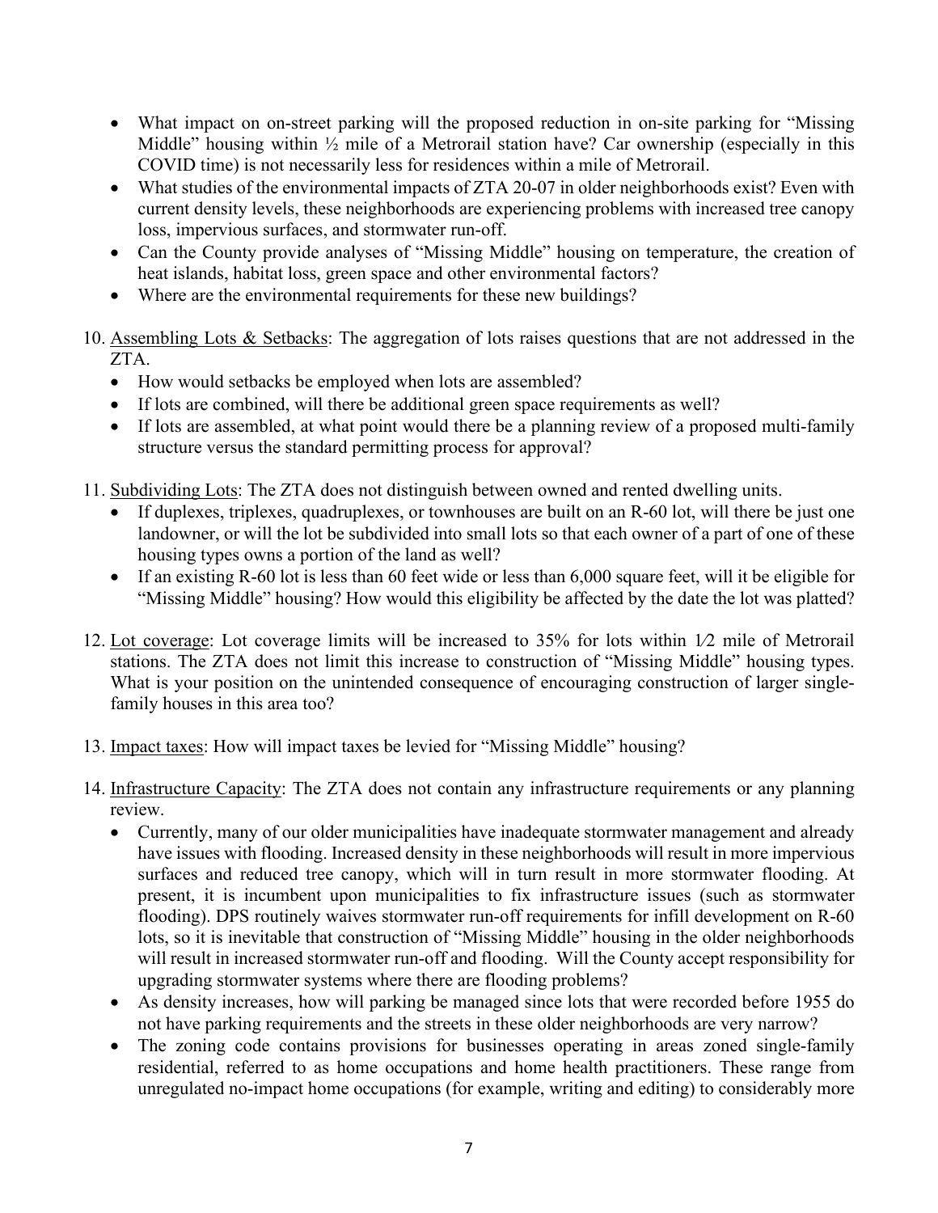- What impact on on-street parking will the proposed reduction in on-site parking for "Missing Middle" housing within ½ mile of a Metrorail station have? Car ownership (especially in this COVID time) is not necessarily less for residences within a mile of Metrorail.
- What studies of the environmental impacts of ZTA 20-07 in older neighborhoods exist? Even with current density levels, these neighborhoods are experiencing problems with increased tree canopy loss, impervious surfaces, and stormwater run-off.
- Can the County provide analyses of "Missing Middle" housing on temperature, the creation of heat islands, habitat loss, green space and other environmental factors?
- Where are the environmental requirements for these new buildings?

10. <u>Assembling Lots & Setbacks</u>: The aggregation of lots raises questions that are not addressed in the ZTA.
    - How would setbacks be employed when lots are assembled?
    - If lots are combined, will there be additional green space requirements as well?
    - If lots are assembled, at what point would there be a planning review of a proposed multi-family structure versus the standard permitting process for approval?

11. <u>Subdividing Lots</u>: The ZTA does not distinguish between owned and rented dwelling units.
    - If duplexes, triplexes, quadruplexes, or townhouses are built on an R-60 lot, will there be just one landowner, or will the lot be subdivided into small lots so that each owner of a part of one of these housing types owns a portion of the land as well?
    - If an existing R-60 lot is less than 60 feet wide or less than 6,000 square feet, will it be eligible for "Missing Middle" housing? How would this eligibility be affected by the date the lot was platted?

12. <u>Lot coverage</u>: Lot coverage limits will be increased to 35% for lots within 1⁄2 mile of Metrorail stations. The ZTA does not limit this increase to construction of "Missing Middle" housing types. What is your position on the unintended consequence of encouraging construction of larger single-family houses in this area too?

13. <u>Impact taxes</u>: How will impact taxes be levied for "Missing Middle" housing?

14. <u>Infrastructure Capacity</u>: The ZTA does not contain any infrastructure requirements or any planning review.
    - Currently, many of our older municipalities have inadequate stormwater management and already have issues with flooding. Increased density in these neighborhoods will result in more impervious surfaces and reduced tree canopy, which will in turn result in more stormwater flooding. At present, it is incumbent upon municipalities to fix infrastructure issues (such as stormwater flooding). DPS routinely waives stormwater run-off requirements for infill development on R-60 lots, so it is inevitable that construction of "Missing Middle" housing in the older neighborhoods will result in increased stormwater run-off and flooding. Will the County accept responsibility for upgrading stormwater systems where there are flooding problems?
    - As density increases, how will parking be managed since lots that were recorded before 1955 do not have parking requirements and the streets in these older neighborhoods are very narrow?
    - The zoning code contains provisions for businesses operating in areas zoned single-family residential, referred to as home occupations and home health practitioners. These range from unregulated no-impact home occupations (for example, writing and editing) to considerably more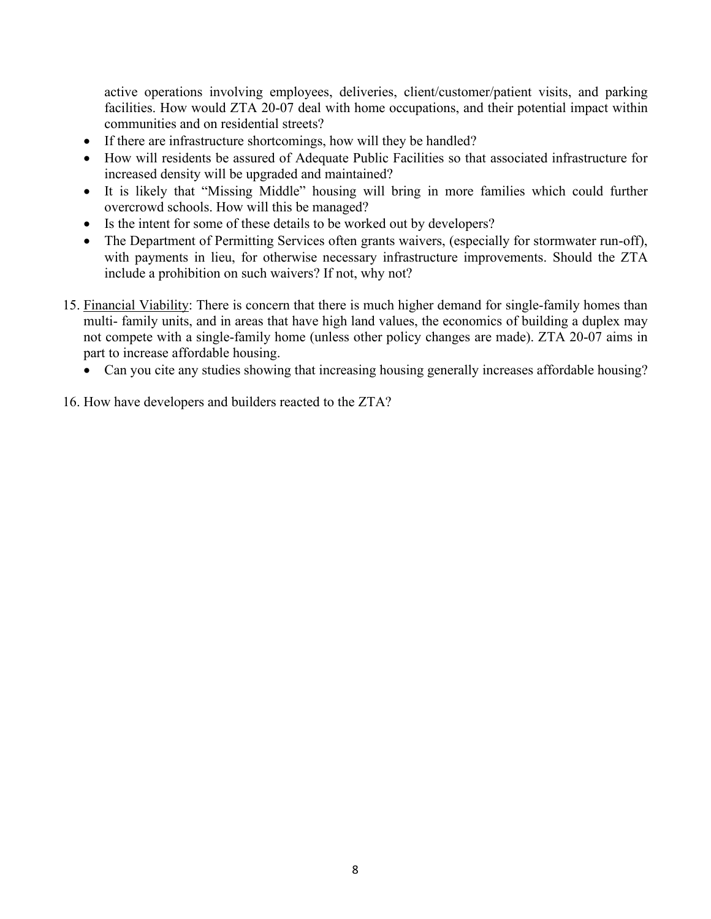active operations involving employees, deliveries, client/customer/patient visits, and parking facilities. How would ZTA 20-07 deal with home occupations, and their potential impact within communities and on residential streets?

- If there are infrastructure shortcomings, how will they be handled?
- How will residents be assured of Adequate Public Facilities so that associated infrastructure for increased density will be upgraded and maintained?
- It is likely that "Missing Middle" housing will bring in more families which could further overcrowd schools. How will this be managed?
- Is the intent for some of these details to be worked out by developers?
- The Department of Permitting Services often grants waivers, (especially for stormwater run-off), with payments in lieu, for otherwise necessary infrastructure improvements. Should the ZTA include a prohibition on such waivers? If not, why not?

15. Financial Viability: There is concern that there is much higher demand for single-family homes than multi- family units, and in areas that have high land values, the economics of building a duplex may not compete with a single-family home (unless other policy changes are made). ZTA 20-07 aims in part to increase affordable housing.
    - Can you cite any studies showing that increasing housing generally increases affordable housing?

16. How have developers and builders reacted to the ZTA?